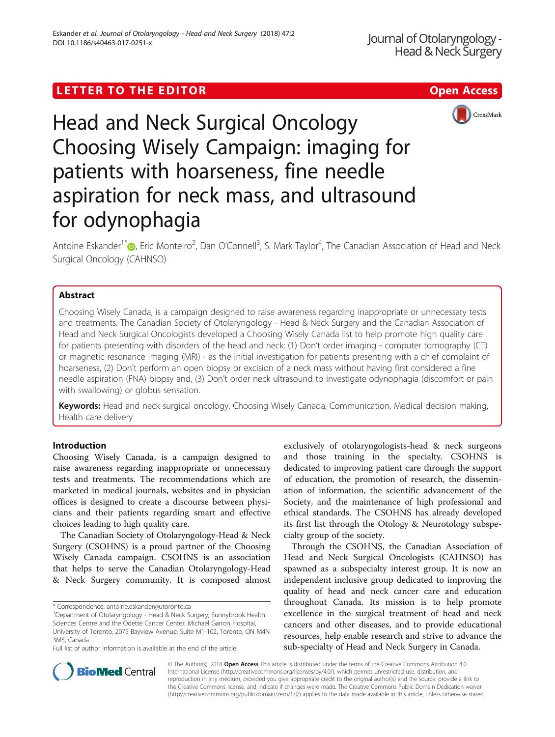LETTER TO THE EDITOR

Open Access

# Head and Neck Surgical Oncology Choosing Wisely Campaign: imaging for patients with hoarseness, fine needle aspiration for neck mass, and ultrasound for odynophagia

Antoine Eskander[1*], Eric Monteiro[2], Dan O'Connell[3], S. Mark Taylor[4], The Canadian Association of Head and Neck Surgical Oncology (CAHNSO)

## Abstract

Choosing Wisely Canada, is a campaign designed to raise awareness regarding inappropriate or unnecessary tests and treatments. The Canadian Society of Otolaryngology - Head & Neck Surgery and the Canadian Association of Head and Neck Surgical Oncologists developed a Choosing Wisely Canada list to help promote high quality care for patients presenting with disorders of the head and neck: (1) Don't order imaging - computer tomography (CT) or magnetic resonance imaging (MRI) - as the initial investigation for patients presenting with a chief complaint of hoarseness, (2) Don't perform an open biopsy or excision of a neck mass without having first considered a fine needle aspiration (FNA) biopsy and, (3) Don't order neck ultrasound to investigate odynophagia (discomfort or pain with swallowing) or globus sensation.

**Keywords:** Head and neck surgical oncology, Choosing Wisely Canada, Communication, Medical decision making, Health care delivery

## Introduction

Choosing Wisely Canada, is a campaign designed to raise awareness regarding inappropriate or unnecessary tests and treatments. The recommendations which are marketed in medical journals, websites and in physician offices is designed to create a discourse between physicians and their patients regarding smart and effective choices leading to high quality care.

The Canadian Society of Otolaryngology-Head & Neck Surgery (CSOHNS) is a proud partner of the Choosing Wisely Canada campaign. CSOHNS is an association that helps to serve the Canadian Otolaryngology-Head & Neck Surgery community. It is composed almost exclusively of otolaryngologists-head & neck surgeons and those training in the specialty. CSOHNS is dedicated to improving patient care through the support of education, the promotion of research, the dissemination of information, the scientific advancement of the Society, and the maintenance of high professional and ethical standards. The CSOHNS has already developed its first list through the Otology & Neurotology subspecialty group of the society.

Through the CSOHNS, the Canadian Association of Head and Neck Surgical Oncologists (CAHNSO) has spawned as a subspecialty interest group. It is now an independent inclusive group dedicated to improving the quality of head and neck cancer care and education throughout Canada. Its mission is to help promote excellence in the surgical treatment of head and neck cancers and other diseases, and to provide educational resources, help enable research and strive to advance the sub-specialty of Head and Neck Surgery in Canada.

\* Correspondence: antoine.eskander@utoronto.ca

[1]Department of Otolaryngology - Head & Neck Surgery, Sunnybrook Health Sciences Centre and the Odette Cancer Center, Michael Garron Hospital, University of Toronto, 2075 Bayview Avenue, Suite M1-102, Toronto, ON M4N 3M5, Canada

Full list of author information is available at the end of the article

© The Author(s). 2018 **Open Access** This article is distributed under the terms of the Creative Commons Attribution 4.0 International License (http://creativecommons.org/licenses/by/4.0/), which permits unrestricted use, distribution, and reproduction in any medium, provided you give appropriate credit to the original author(s) and the source, provide a link to the Creative Commons license, and indicate if changes were made. The Creative Commons Public Domain Dedication waiver (http://creativecommons.org/publicdomain/zero/1.0/) applies to the data made available in this article, unless otherwise stated.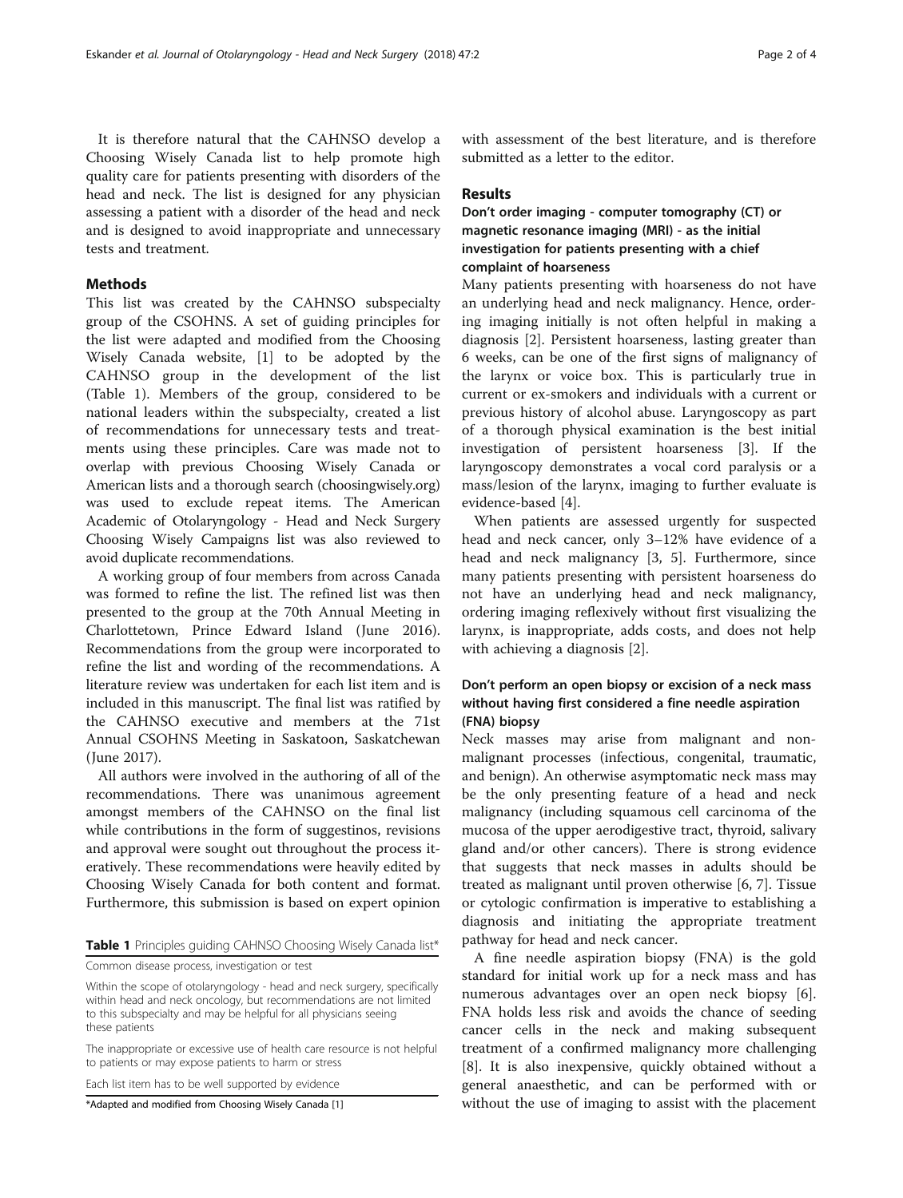It is therefore natural that the CAHNSO develop a Choosing Wisely Canada list to help promote high quality care for patients presenting with disorders of the head and neck. The list is designed for any physician assessing a patient with a disorder of the head and neck and is designed to avoid inappropriate and unnecessary tests and treatment.

## Methods

This list was created by the CAHNSO subspecialty group of the CSOHNS. A set of guiding principles for the list were adapted and modified from the Choosing Wisely Canada website, [1] to be adopted by the CAHNSO group in the development of the list (Table 1). Members of the group, considered to be national leaders within the subspecialty, created a list of recommendations for unnecessary tests and treatments using these principles. Care was made not to overlap with previous Choosing Wisely Canada or American lists and a thorough search (choosingwisely.org) was used to exclude repeat items. The American Academic of Otolaryngology - Head and Neck Surgery Choosing Wisely Campaigns list was also reviewed to avoid duplicate recommendations.

A working group of four members from across Canada was formed to refine the list. The refined list was then presented to the group at the 70th Annual Meeting in Charlottetown, Prince Edward Island (June 2016). Recommendations from the group were incorporated to refine the list and wording of the recommendations. A literature review was undertaken for each list item and is included in this manuscript. The final list was ratified by the CAHNSO executive and members at the 71st Annual CSOHNS Meeting in Saskatoon, Saskatchewan (June 2017).

All authors were involved in the authoring of all of the recommendations. There was unanimous agreement amongst members of the CAHNSO on the final list while contributions in the form of suggestinos, revisions and approval were sought out throughout the process iteratively. These recommendations were heavily edited by Choosing Wisely Canada for both content and format. Furthermore, this submission is based on expert opinion with assessment of the best literature, and is therefore submitted as a letter to the editor.

**Table 1** Principles guiding CAHNSO Choosing Wisely Canada list*

| |
|---|
| Common disease process, investigation or test |
| Within the scope of otolaryngology - head and neck surgery, specifically within head and neck oncology, but recommendations are not limited to this subspecialty and may be helpful for all physicians seeing these patients |
| The inappropriate or excessive use of health care resource is not helpful to patients or may expose patients to harm or stress |
| Each list item has to be well supported by evidence |

*Adapted and modified from Choosing Wisely Canada [1]

## Results

### Don't order imaging - computer tomography (CT) or magnetic resonance imaging (MRI) - as the initial investigation for patients presenting with a chief complaint of hoarseness

Many patients presenting with hoarseness do not have an underlying head and neck malignancy. Hence, ordering imaging initially is not often helpful in making a diagnosis [2]. Persistent hoarseness, lasting greater than 6 weeks, can be one of the first signs of malignancy of the larynx or voice box. This is particularly true in current or ex-smokers and individuals with a current or previous history of alcohol abuse. Laryngoscopy as part of a thorough physical examination is the best initial investigation of persistent hoarseness [3]. If the laryngoscopy demonstrates a vocal cord paralysis or a mass/lesion of the larynx, imaging to further evaluate is evidence-based [4].

When patients are assessed urgently for suspected head and neck cancer, only 3–12% have evidence of a head and neck malignancy [3, 5]. Furthermore, since many patients presenting with persistent hoarseness do not have an underlying head and neck malignancy, ordering imaging reflexively without first visualizing the larynx, is inappropriate, adds costs, and does not help with achieving a diagnosis [2].

### Don't perform an open biopsy or excision of a neck mass without having first considered a fine needle aspiration (FNA) biopsy

Neck masses may arise from malignant and non-malignant processes (infectious, congenital, traumatic, and benign). An otherwise asymptomatic neck mass may be the only presenting feature of a head and neck malignancy (including squamous cell carcinoma of the mucosa of the upper aerodigestive tract, thyroid, salivary gland and/or other cancers). There is strong evidence that suggests that neck masses in adults should be treated as malignant until proven otherwise [6, 7]. Tissue or cytologic confirmation is imperative to establishing a diagnosis and initiating the appropriate treatment pathway for head and neck cancer.

A fine needle aspiration biopsy (FNA) is the gold standard for initial work up for a neck mass and has numerous advantages over an open neck biopsy [6]. FNA holds less risk and avoids the chance of seeding cancer cells in the neck and making subsequent treatment of a confirmed malignancy more challenging [8]. It is also inexpensive, quickly obtained without a general anaesthetic, and can be performed with or without the use of imaging to assist with the placement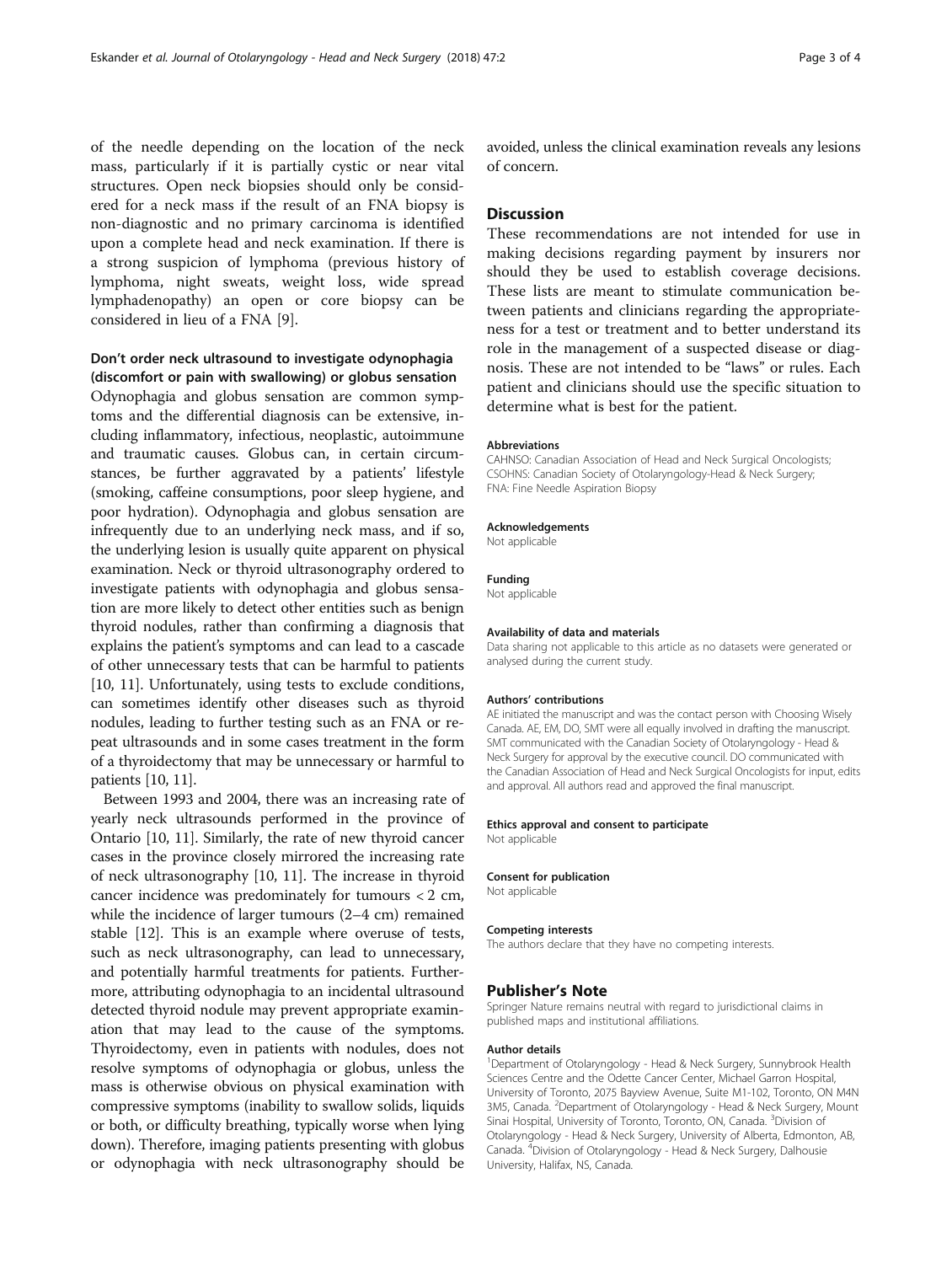of the needle depending on the location of the neck mass, particularly if it is partially cystic or near vital structures. Open neck biopsies should only be considered for a neck mass if the result of an FNA biopsy is non-diagnostic and no primary carcinoma is identified upon a complete head and neck examination. If there is a strong suspicion of lymphoma (previous history of lymphoma, night sweats, weight loss, wide spread lymphadenopathy) an open or core biopsy can be considered in lieu of a FNA [9].

### Don't order neck ultrasound to investigate odynophagia (discomfort or pain with swallowing) or globus sensation

Odynophagia and globus sensation are common symptoms and the differential diagnosis can be extensive, including inflammatory, infectious, neoplastic, autoimmune and traumatic causes. Globus can, in certain circumstances, be further aggravated by a patients' lifestyle (smoking, caffeine consumptions, poor sleep hygiene, and poor hydration). Odynophagia and globus sensation are infrequently due to an underlying neck mass, and if so, the underlying lesion is usually quite apparent on physical examination. Neck or thyroid ultrasonography ordered to investigate patients with odynophagia and globus sensation are more likely to detect other entities such as benign thyroid nodules, rather than confirming a diagnosis that explains the patient's symptoms and can lead to a cascade of other unnecessary tests that can be harmful to patients [10, 11]. Unfortunately, using tests to exclude conditions, can sometimes identify other diseases such as thyroid nodules, leading to further testing such as an FNA or repeat ultrasounds and in some cases treatment in the form of a thyroidectomy that may be unnecessary or harmful to patients [10, 11].

Between 1993 and 2004, there was an increasing rate of yearly neck ultrasounds performed in the province of Ontario [10, 11]. Similarly, the rate of new thyroid cancer cases in the province closely mirrored the increasing rate of neck ultrasonography [10, 11]. The increase in thyroid cancer incidence was predominately for tumours < 2 cm, while the incidence of larger tumours (2–4 cm) remained stable [12]. This is an example where overuse of tests, such as neck ultrasonography, can lead to unnecessary, and potentially harmful treatments for patients. Furthermore, attributing odynophagia to an incidental ultrasound detected thyroid nodule may prevent appropriate examination that may lead to the cause of the symptoms. Thyroidectomy, even in patients with nodules, does not resolve symptoms of odynophagia or globus, unless the mass is otherwise obvious on physical examination with compressive symptoms (inability to swallow solids, liquids or both, or difficulty breathing, typically worse when lying down). Therefore, imaging patients presenting with globus or odynophagia with neck ultrasonography should be avoided, unless the clinical examination reveals any lesions of concern.

## Discussion

These recommendations are not intended for use in making decisions regarding payment by insurers nor should they be used to establish coverage decisions. These lists are meant to stimulate communication between patients and clinicians regarding the appropriateness for a test or treatment and to better understand its role in the management of a suspected disease or diagnosis. These are not intended to be "laws" or rules. Each patient and clinicians should use the specific situation to determine what is best for the patient.

#### Abbreviations

CAHNSO: Canadian Association of Head and Neck Surgical Oncologists; CSOHNS: Canadian Society of Otolaryngology-Head & Neck Surgery; FNA: Fine Needle Aspiration Biopsy

#### Acknowledgements

Not applicable

#### Funding

Not applicable

#### Availability of data and materials

Data sharing not applicable to this article as no datasets were generated or analysed during the current study.

#### Authors' contributions

AE initiated the manuscript and was the contact person with Choosing Wisely Canada. AE, EM, DO, SMT were all equally involved in drafting the manuscript. SMT communicated with the Canadian Society of Otolaryngology - Head & Neck Surgery for approval by the executive council. DO communicated with the Canadian Association of Head and Neck Surgical Oncologists for input, edits and approval. All authors read and approved the final manuscript.

#### Ethics approval and consent to participate

Not applicable

#### Consent for publication

Not applicable

#### Competing interests

The authors declare that they have no competing interests.

## Publisher's Note

Springer Nature remains neutral with regard to jurisdictional claims in published maps and institutional affiliations.

#### Author details

[1]Department of Otolaryngology - Head & Neck Surgery, Sunnybrook Health Sciences Centre and the Odette Cancer Center, Michael Garron Hospital, University of Toronto, 2075 Bayview Avenue, Suite M1-102, Toronto, ON M4N 3M5, Canada. [2]Department of Otolaryngology - Head & Neck Surgery, Mount Sinai Hospital, University of Toronto, Toronto, ON, Canada. [3]Division of Otolaryngology - Head & Neck Surgery, University of Alberta, Edmonton, AB, Canada. [4]Division of Otolaryngology - Head & Neck Surgery, Dalhousie University, Halifax, NS, Canada.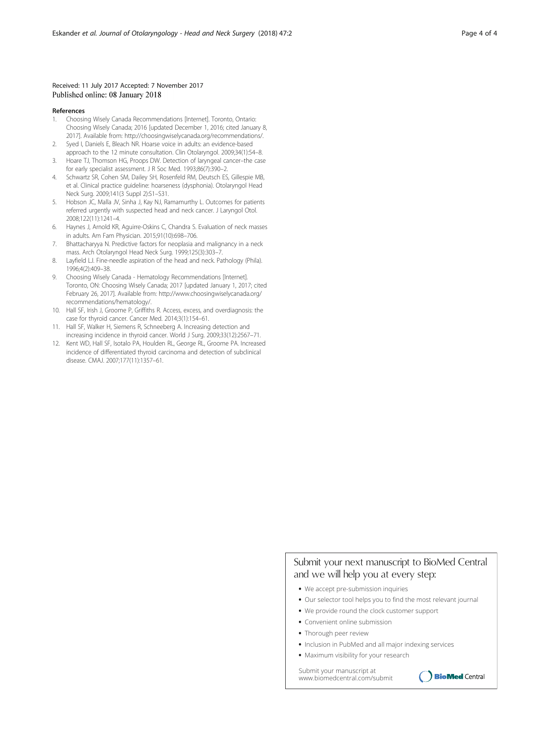Received: 11 July 2017 Accepted: 7 November 2017
Published online: 08 January 2018

## References

1. Choosing Wisely Canada Recommendations [Internet]. Toronto, Ontario: Choosing Wisely Canada; 2016 [updated December 1, 2016; cited January 8, 2017]. Available from: http://choosingwiselycanada.org/recommendations/.
2. Syed I, Daniels E, Bleach NR. Hoarse voice in adults: an evidence-based approach to the 12 minute consultation. Clin Otolaryngol. 2009;34(1):54–8.
3. Hoare TJ, Thomson HG, Proops DW. Detection of laryngeal cancer–the case for early specialist assessment. J R Soc Med. 1993;86(7):390–2.
4. Schwartz SR, Cohen SM, Dailey SH, Rosenfeld RM, Deutsch ES, Gillespie MB, et al. Clinical practice guideline: hoarseness (dysphonia). Otolaryngol Head Neck Surg. 2009;141(3 Suppl 2):S1–S31.
5. Hobson JC, Malla JV, Sinha J, Kay NJ, Ramamurthy L. Outcomes for patients referred urgently with suspected head and neck cancer. J Laryngol Otol. 2008;122(11):1241–4.
6. Haynes J, Arnold KR, Aguirre-Oskins C, Chandra S. Evaluation of neck masses in adults. Am Fam Physician. 2015;91(10):698–706.
7. Bhattacharyya N. Predictive factors for neoplasia and malignancy in a neck mass. Arch Otolaryngol Head Neck Surg. 1999;125(3):303–7.
8. Layfield LJ. Fine-needle aspiration of the head and neck. Pathology (Phila). 1996;4(2):409–38.
9. Choosing Wisely Canada - Hematology Recommendations [Internet]. Toronto, ON: Choosing Wisely Canada; 2017 [updated January 1, 2017; cited February 26, 2017]. Available from: http://www.choosingwiselycanada.org/recommendations/hematology/.
10. Hall SF, Irish J, Groome P, Griffiths R. Access, excess, and overdiagnosis: the case for thyroid cancer. Cancer Med. 2014;3(1):154–61.
11. Hall SF, Walker H, Siemens R, Schneeberg A. Increasing detection and increasing incidence in thyroid cancer. World J Surg. 2009;33(12):2567–71.
12. Kent WD, Hall SF, Isotalo PA, Houlden RL, George RL, Groome PA. Increased incidence of differentiated thyroid carcinoma and detection of subclinical disease. CMAJ. 2007;177(11):1357–61.

Submit your next manuscript to BioMed Central and we will help you at every step:

- We accept pre-submission inquiries
- Our selector tool helps you to find the most relevant journal
- We provide round the clock customer support
- Convenient online submission
- Thorough peer review
- Inclusion in PubMed and all major indexing services
- Maximum visibility for your research

Submit your manuscript at www.biomedcentral.com/submit

BioMed Central